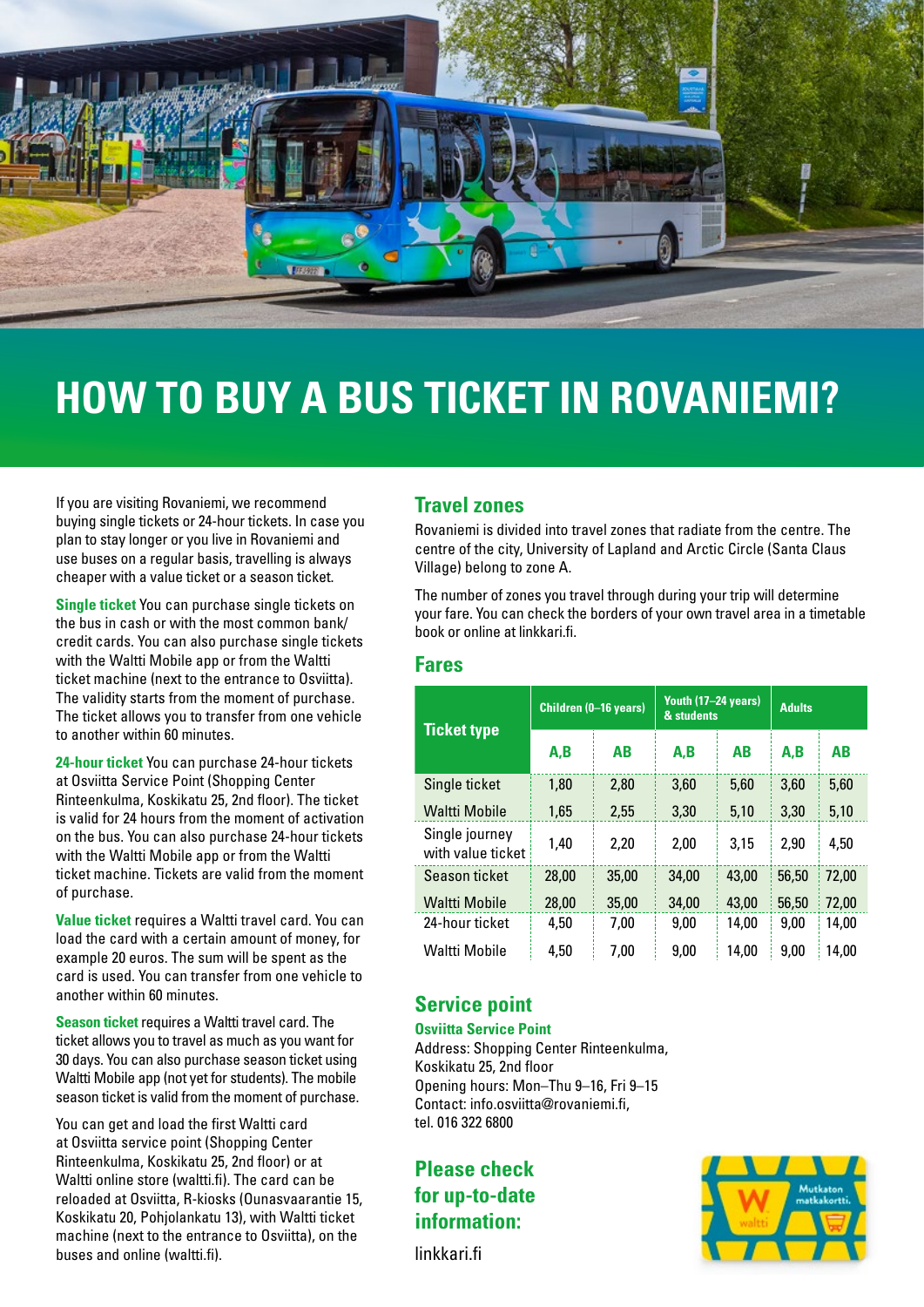# HOW TO BUY A BUS TICKET IN ROVANIEMI?

If you are visiting Rovaniemi, we recommend buying single tickets or 24-hour tickets. In case you plan to stay longer or you live in Rovaniemi and use buses on a regular basis, travelling is always cheaper with a value ticket or a season ticket.

**Single ticket** You can purchase single tickets on the bus in cash or with the most common bank/credit cards. You can also purchase single tickets with the Waltti Mobile app or from the Waltti ticket machine (next to the entrance to Osviitta). The validity starts from the moment of purchase. The ticket allows you to transfer from one vehicle to another within 60 minutes.

**24-hour ticket** You can purchase 24-hour tickets at Osviitta Service Point (Shopping Center Rinteenkulma, Koskikatu 25, 2nd floor). The ticket is valid for 24 hours from the moment of activation on the bus. You can also purchase 24-hour tickets with the Waltti Mobile app or from the Waltti ticket machine. Tickets are valid from the moment of purchase.

**Value ticket** requires a Waltti travel card. You can load the card with a certain amount of money, for example 20 euros. The sum will be spent as the card is used. You can transfer from one vehicle to another within 60 minutes.

**Season ticket** requires a Waltti travel card. The ticket allows you to travel as much as you want for 30 days. You can also purchase season ticket using Waltti Mobile app (not yet for students). The mobile season ticket is valid from the moment of purchase.

You can get and load the first Waltti card at Osviitta service point (Shopping Center Rinteenkulma, Koskikatu 25, 2nd floor) or at Waltti online store (waltti.fi). The card can be reloaded at Osviitta, R-kiosks (Ounasvaarantie 15, Koskikatu 20, Pohjolankatu 13), with Waltti ticket machine (next to the entrance to Osviitta), on the buses and online (waltti.fi).

## Travel zones

Rovaniemi is divided into travel zones that radiate from the centre. The centre of the city, University of Lapland and Arctic Circle (Santa Claus Village) belong to zone A.

The number of zones you travel through during your trip will determine your fare. You can check the borders of your own travel area in a timetable book or online at linkkari.fi.

## Fares

| Ticket type | Children (0–16 years) | | Youth (17–24 years) & students | | Adults | |
|---|---|---|---|---|---|---|
| | A,B | AB | A,B | AB | A,B | AB |
| Single ticket | 1,80 | 2,80 | 3,60 | 5,60 | 3,60 | 5,60 |
| Waltti Mobile | 1,65 | 2,55 | 3,30 | 5,10 | 3,30 | 5,10 |
| Single journey with value ticket | 1,40 | 2,20 | 2,00 | 3,15 | 2,90 | 4,50 |
| Season ticket | 28,00 | 35,00 | 34,00 | 43,00 | 56,50 | 72,00 |
| Waltti Mobile | 28,00 | 35,00 | 34,00 | 43,00 | 56,50 | 72,00 |
| 24-hour ticket | 4,50 | 7,00 | 9,00 | 14,00 | 9,00 | 14,00 |
| Waltti Mobile | 4,50 | 7,00 | 9,00 | 14,00 | 9,00 | 14,00 |

## Service point

**Osviitta Service Point**
Address: Shopping Center Rinteenkulma, Koskikatu 25, 2nd floor
Opening hours: Mon–Thu 9–16, Fri 9–15
Contact: info.osviitta@rovaniemi.fi, tel. 016 322 6800

## Please check for up-to-date information:

linkkari.fi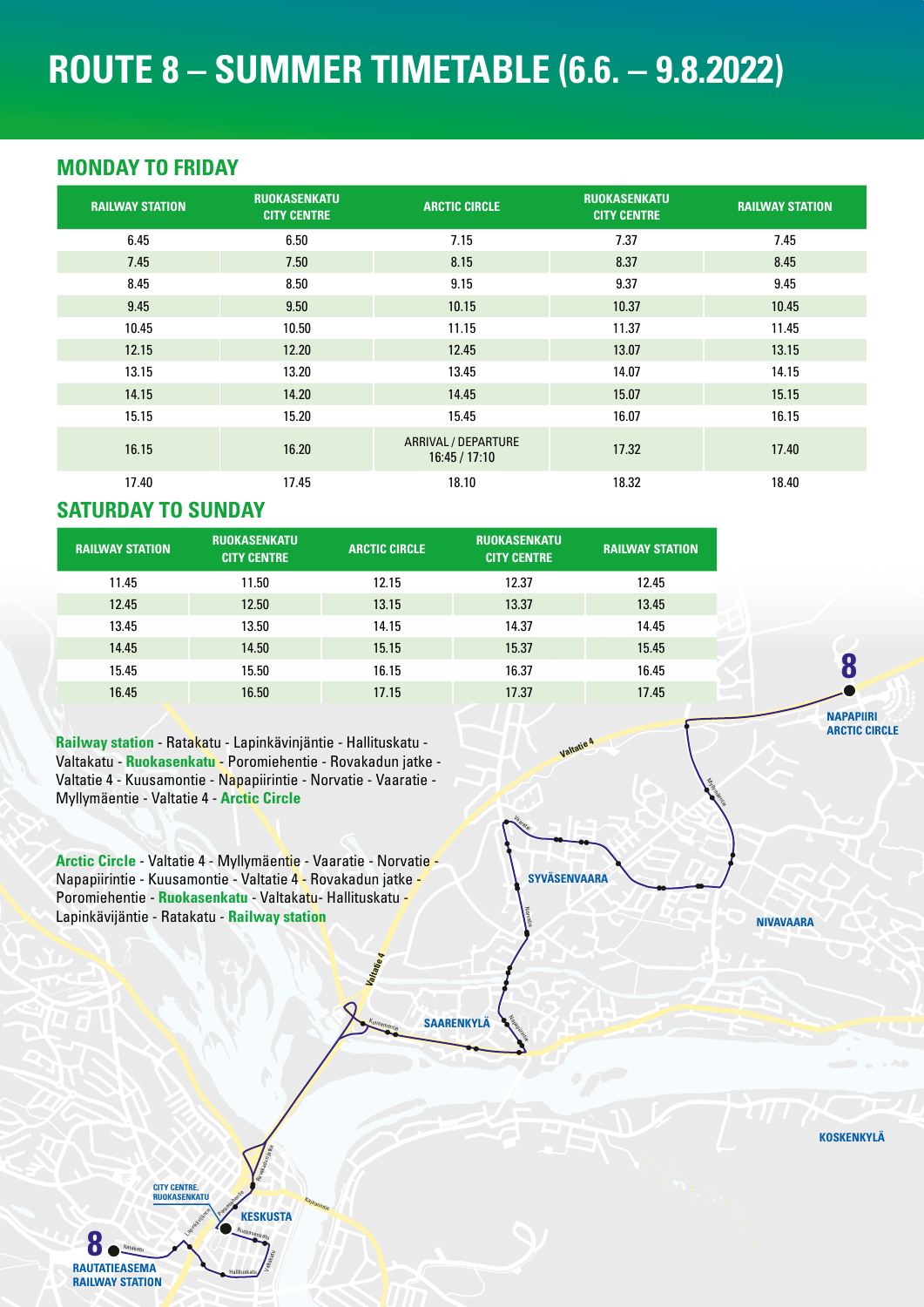# ROUTE 8 – SUMMER TIMETABLE (6.6. – 9.8.2022)

## MONDAY TO FRIDAY

| RAILWAY STATION | RUOKASENKATU CITY CENTRE | ARCTIC CIRCLE | RUOKASENKATU CITY CENTRE | RAILWAY STATION |
|---|---|---|---|---|
| 6.45 | 6.50 | 7.15 | 7.37 | 7.45 |
| 7.45 | 7.50 | 8.15 | 8.37 | 8.45 |
| 8.45 | 8.50 | 9.15 | 9.37 | 9.45 |
| 9.45 | 9.50 | 10.15 | 10.37 | 10.45 |
| 10.45 | 10.50 | 11.15 | 11.37 | 11.45 |
| 12.15 | 12.20 | 12.45 | 13.07 | 13.15 |
| 13.15 | 13.20 | 13.45 | 14.07 | 14.15 |
| 14.15 | 14.20 | 14.45 | 15.07 | 15.15 |
| 15.15 | 15.20 | 15.45 | 16.07 | 16.15 |
| 16.15 | 16.20 | ARRIVAL / DEPARTURE 16:45 / 17:10 | 17.32 | 17.40 |
| 17.40 | 17.45 | 18.10 | 18.32 | 18.40 |

## SATURDAY TO SUNDAY

| RAILWAY STATION | RUOKASENKATU CITY CENTRE | ARCTIC CIRCLE | RUOKASENKATU CITY CENTRE | RAILWAY STATION |
|---|---|---|---|---|
| 11.45 | 11.50 | 12.15 | 12.37 | 12.45 |
| 12.45 | 12.50 | 13.15 | 13.37 | 13.45 |
| 13.45 | 13.50 | 14.15 | 14.37 | 14.45 |
| 14.45 | 14.50 | 15.15 | 15.37 | 15.45 |
| 15.45 | 15.50 | 16.15 | 16.37 | 16.45 |
| 16.45 | 16.50 | 17.15 | 17.37 | 17.45 |

**Railway station** - Ratakatu - Lapinkävinjäntie - Hallituskatu - Valtakatu - **Ruokasenkatu** - Poromiehentie - Rovakadun jatke - Valtatie 4 - Kuusamontie - Napapiirintie - Norvatie - Vaaratie - Myllymäentie - Valtatie 4 - **Arctic Circle**

**Arctic Circle** - Valtatie 4 - Myllymäentie - Vaaratie - Norvatie - Napapiirintie - Kuusamontie - Valtatie 4 - Rovakadun jatke - Poromiehentie - **Ruokasenkatu** - Valtakatu- Hallituskatu - Lapinkävijäntie - Ratakatu - **Railway station**

8

NAPAPIIRI
ARCTIC CIRCLE

SYVÄSENVAARA

NIVAVAARA

SAARENKYLÄ

KOSKENKYLÄ

CITY CENTRE, RUOKASENKATU

KESKUSTA

8

RAUTATIEASEMA
RAILWAY STATION